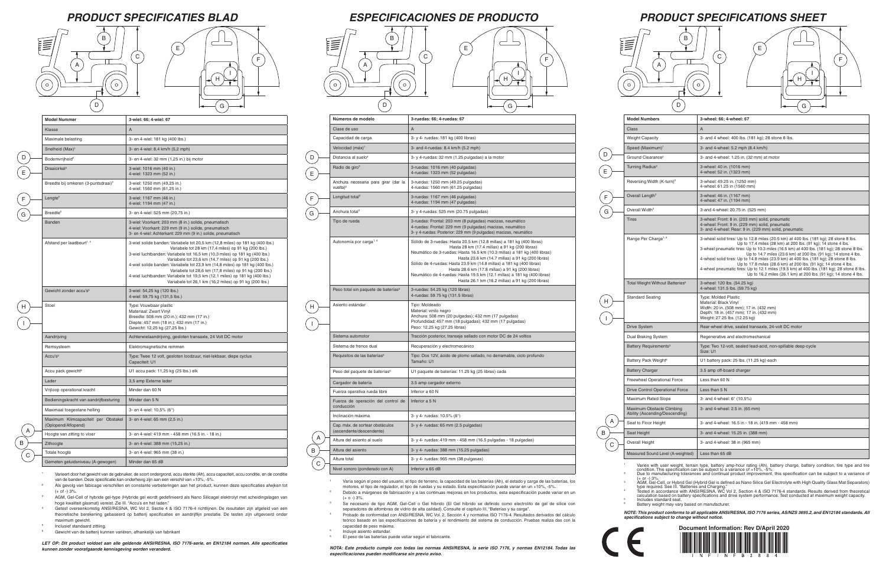# PRODUCT SPECIFICATIES BLAD

| Model Nummer | 3-wiel: 66; 4-wiel: 67 |
|---|---|
| Klasse | A |
| Maximale belasting | 3- en 4-wiel: 181 kg (400 lbs.) |
| Snelheid (Max)[1] | 3- en 4-wiel: 8,4 km/h (5,2 mph) |
| Bodemvrijheid[2] | 3- en 4-wiel: 32 mm (1,25 in.) bij motor |
| Draaicirkel[2] | 3-wiel: 1016 mm (40 in.)<br>4-wiel: 1323 mm (52 in.) |
| Breedte bij omkeren (3-puntsdraai)[2] | 3-wiel: 1250 mm (49,25 in.)<br>4-wiel: 1560 mm (61,25 in.) |
| Lengte[2] | 3-wiel: 1167 mm (46 in.)<br>4-wiel: 1194 mm (47 in.) |
| Breedte[2] | 3- en 4-wiel: 525 mm (20,75 in.) |
| Banden | 3-wiel: Voorkant: 203 mm (8 in.) solide, pneumatisch<br>4-wiel: Voorkant: 229 mm (9 in.) solide, pneumatisch<br>3- en 4-wiel: Achterkant: 229 mm (9 in.) solide, pneumatisch |
| Afstand per laadbeurt[1, 4] | 3-wiel solide banden: Variabele tot 20,5 km (12,8 miles) op 181 kg (400 lbs.)<br>Variabele tot 28 km (17,4 miles) op 91 kg (200 lbs.)<br>3-wiel luchtbanden: Variabele tot 16,5 km (10,3 miles) op 181 kg (400 lbs.)<br>Variabele tot 23,6 km (14,7 miles) op 91 kg (200 lbs.)<br>4-wiel solide banden: Variabele tot 23,9 km (14,8 miles) op 181 kg (400 lbs.)<br>Variabele tot 28,6 km (17,8 miles) op 91 kg (200 lbs.)<br>4-wiel luchtbanden: Variabele tot 19,5 km (12,1 miles) op 181 kg (400 lbs.)<br>Variabele tot 26,1 km (16,2 miles) op 91 kg (200 lbs.) |
| Gewicht zonder accu's[5] | 3-wiel: 54,25 kg (120 lbs.)<br>4-wiel: 59,75 kg (131,5 lbs.) |
| Stoel | Type: Vouwbaar plastic<br>Materiaal: Zwart Vinyl<br>Breedte: 508 mm (20 in.); 432 mm (17 in.)<br>Diepte: 457 mm (18 in.); 432 mm (17 in.)<br>Gewicht: 12,25 kg (27,25 lbs.) |
| Aandrijving | Achterwielaandrijving, gesloten transaxle, 24 Volt DC motor |
| Remsysteem | Elektromagnetische remmen |
| Accu's[3] | Type: Twee 12 volt, gesloten loodzuur, niet-lekbaar, diepe cyclus<br>Capaciteit: U1 |
| Accu pack gewicht[6] | U1 accu pack: 11,25 kg (25 lbs.) elk |
| Lader | 3,5 amp Externe lader |
| Vrijloop operational kracht | Minder dan 60 N |
| Bedieningskracht van aandrijfbesturing | Minder dan 5 N |
| Maximaal toegestane helling | 3- en 4-wiel: 10,5% (6°) |
| Maximum Klimcapaciteit per Obstakel (Oplopend/Aflopend) | 3- en 4-wiel: 65 mm (2,5 in.) |
| Hoogte van zitting tot vloer | 3- en 4-wiel: 419 mm - 458 mm (16.5 in. - 18 in.) |
| Zithoogte | 3- en 4-wiel: 388 mm (15,25 in.) |
| Totale hoogte | 3- en 4-wiel: 965 mm (38 in.) |
| Gemeten geluidsniveau (A-gewogen) | Minder dan 65 dB |

[1] Varieert door het gewicht van de gebruiker, de soort ondergrond, accu sterkte (Ah), accu capaciteit, accu conditie, en de conditie van de banden. Deze specificatie kan onderhevig zijn aan een verschil van +10%, -5%.
[2] Als gevolg van fabicage verschillen en constante verbeteringen aan het product, kunnen deze specificaties afwijken tot (+ of -) 3%.
[3] AGM, Gel-Cell of hybride gel-type (Hybride gel wordt gedefinieerd als Nano Silicagel elektrolyt met scheidingslagen van hoge kwaliteit glasmat) vereist. Zie III. "Accu's en het laden."
[4] Getest overeenkomstig ANSI/RESNA, WC Vol 2, Sectie 4 & ISO 7176-4 richtlijnen. De resultaten zijn afgeleid van een theoretische berekening gebaseerd op batterij specificaties en aandrijflijn prestatie. De testen zijn uitgevoerd onder maximum gewicht.
[5] Inclusief standaard zitting.
[6] Gewicht van de batterij kunnen variëren, afhankelijk van fabrikant

***LET OP: Dit product voldoet aan alle geldende ANSI/RESNA, ISO 7176-serie, en EN12184 normen. Alle specificaties kunnen zonder voorafgaande kennisgeving worden veranderd.***

# ESPECIFICACIONES DE PRODUCTO

| Números de modelo | 3-ruedas: 66; 4-ruedas: 67 |
|---|---|
| Clase de uso | A |
| Capacidad de carga | 3- y 4- ruedas: 181 kg (400 libras) |
| Velocidad (máx)[1] | 3- and 4-ruedas: 8.4 km/h (5.2 mph) |
| Distancia al suelo[2] | 3- y 4-ruedas: 32 mm (1.25 pulgadas) a la motor |
| Radio de giro[2] | 3-ruedas: 1016 mm (40 pulgadas)<br>4-ruedas: 1323 mm (52 pulgadas) |
| Anchura necesaria para girar (dar la vuelta)[2] | 3-ruedas: 1250 mm (49.25 pulgadas)<br>4-ruedas: 1560 mm (61.25 pulgadas) |
| Longitud total[2] | 3-ruedas: 1167 mm (46 pulgadas)<br>4-ruedas: 1194 mm (47 pulgadas) |
| Anchura total[2] | 3- y 4-ruedas: 525 mm (20.75 pulgadas) |
| Tipo de rueda | 3-ruedas: Frontal: 203 mm (8 pulgadas) macizas, neumático<br>4-ruedas: Frontal: 229 mm (9 pulgadas) macizas, neumático<br>3- y 4-ruedas: Posterior: 229 mm (9 pulgadas) macizas, neumático |
| Autonomía por carga[1, 4] | Sólido de 3-ruedas: Hasta 20.5 km (12.8 millas) a 181 kg (400 libras)<br>Hasta 28 km (17.4 millas) a 91 kg (200 libras)<br>Neumático de 3-ruedas: Hasta 16.5 km (10.3 millas) a 181 kg (400 libras)<br>Hasta 23.6 km (14.7 millas) a 91 kg (200 libras)<br>Sólido de 4-ruedas: Hasta 23.9 km (14.8 millas) a 181 kg (400 libras)<br>Hasta 28.6 km (17.8 millas) a 91 kg (200 libras)<br>Neumático de 4-ruedas: Hasta 19.5 km (12.1 millas) a 181 kg (400 libras)<br>Hasta 26.1 km (16.2 millas) a 91 kg (200 libras) |
| Peso total sin paquete de baterías[5] | 3-ruedas: 54.25 kg (120 libras)<br>4-ruedas: 59.75 kg (131.5 libras) |
| Asiento estándar | Tipo: Moldeado<br>Material: vinilo negro<br>Anchura: 508 mm (20 pulgadas); 432 mm (17 pulgadas)<br>Profundidad: 457 mm (18 pulgadas); 432 mm (17 pulgadas)<br>Peso: 12.25 kg (27.25 libras) |
| Sistema automotor | Tracción posterior, transeje sellado con motor DC de 24 voltios |
| Sistema de frenos dual | Recuperación y electromecánico |
| Requisitos de las baterías[3] | Tipo: Dos 12V, ácido de plomo sellado, no derramable, ciclo profundo<br>Tamaño: U1 |
| Peso del paquete de baterías[6] | U1 paquete de baterías: 11.25 kg (25 libras) cada |
| Cargador de batería | 3.5 amp cargador externo |
| Fuerza operativa rueda libre | Inferior a 60 N |
| Fuerza de operación del control de conducción | Inferior a 5 N |
| Inclinación máxima | 3- y 4- ruedas: 10.5% (6°) |
| Cap. máx. de sortear obstáculos (ascendente/descendente) | 3- y 4- ruedas: 65 mm (2.5 pulgadas) |
| Altura del asiento al suelo | 3- y 4- ruedas: 419 mm - 458 mm (16.5 pulgadas - 18 pulgadas) |
| Altura del asiento | 3- y 4- ruedas: 388 mm (15.25 pulgadas) |
| Altura total | 3- y 4- ruedas: 965 mm (38 pulgasas) |
| Nivel sonoro (ponderado con A) | Inferior a 65 dB |

[1] Varía según el peso del usuario, el tipo de terreno, la capacidad de las baterías (Ah), el estado y carga de las baterías, los motores, el tipo de regulador, el tipo de ruedas y su estado. Esta especificación puede variar en un +10%, -5%.
[2] Debido a márgenes de fabricación y a las continuas mejoras en los productos, esta especificación puede variar en un (+ o -) 3%.
[3] Se necesario de tipo AGM, Gel-Cell o Gel híbrido (El Gel híbrido se definido como electrolito de gel de silice con separadores de alfombras de vidrio de alta calidad). Consulte el capítulo III, "Baterías y su carga".
[4] Probado de conformidad con ANSI/RESNA, WC Vol. 2, Sección 4 y normativa ISO 7176-4. Resultados derivados del cálculo teórico basado en las especificaciones de batería y el rendimiento del sistema de conducción. Pruebas realiza das con la capacidad de peso máxima.
[5] Incluye asiento estandar.
[6] El peso de las baterías puede vatiar según el fabricante.

***NOTA: Este producto cumple con todas las normas ANSI/RESNA, la serie ISO 7176, y normas EN12184. Todas las especificaciones pueden modificarse sin previo aviso.***

# PRODUCT SPECIFICATIONS SHEET

| Model Numbers | 3-wheel: 66; 4-wheel: 67 |
|---|---|
| Class | A |
| Weight Capacity | 3- and 4-wheel: 400 lbs. (181 kg); 28 stone 8 lbs. |
| Speed (Maximum)[1] | 3- and 4-wheel: 5.2 mph (8.4 km/h) |
| Ground Clearance[2] | 3- and 4-wheel: 1.25 in. (32 mm) at motor |
| Turning Radius[2] | 3-wheel: 40 in. (1016 mm)<br>4-wheel: 52 in. (1323 mm) |
| Reversing Width (K-turn)[2] | 3-wheel: 49.25 in. (1250 mm)<br>4-wheel: 61.25 in. (1560 mm) |
| Overall Length[2] | 3-wheel: 46 in. (1167 mm)<br>4-wheel: 47 in. (1194 mm) |
| Overall Width[2] | 3-and 4-wheel: 20.75 in. (525 mm) |
| Tires | 3-wheel: Front: 8 in. (203 mm) solid, pneumatic<br>4-wheel: Front: 9 in. (229 mm) solid, pneumatic<br>3- and 4-wheel: Rear: 9 in. (229 mm) solid, pneumatic |
| Range Per Charge[1, 4] | 3-wheel solid tires: Up to 12.8 miles (20.5 km) at 400 lbs. (181 kg); 28 stone 8 lbs.<br>Up to 17.4 miles (28 km) at 200 lbs. (91 kg); 14 stone 4 lbs.<br>3-wheel pneumatic tires: Up to 10.3 miles (16.5 km) at 400 lbs. (181 kg); 28 stone 8 lbs.<br>Up to 14.7 miles (23.6 km) at 200 lbs. (91 kg); 14 stone 4 lbs.<br>4-wheel solid tires: Up to 14.8 miles (23.9 km) at 400 lbs. (181 kg); 28 stone 8 lbs.<br>Up to 17.8 miles (28.6 km) at 200 lbs. (91 kg); 14 stone 4 lbs.<br>4-wheel pneumatic tires: Up to 12.1 miles (19.5 km) at 400 lbs. (181 kg); 28 stone 8 lbs.<br>Up to 16.2 miles (26.1 km) at 200 lbs. (91 kg); 14 stone 4 lbs. |
| Total Weight Without Batteries[5] | 3-wheel: 120 lbs. (54.25 kg)<br>4-wheel: 131.5 lbs. (59.75 kg) |
| Standard Seating | Type: Molded Plastic<br>Material: Black Vinyl<br>Width: 20 in. (508 mm); 17 in. (432 mm)<br>Depth: 18 in. (457 mm); 17 in. (432 mm)<br>Weight: 27.25 lbs. (12.25 kg) |
| Drive System | Rear-wheel drive, sealed transaxle, 24-volt DC motor |
| Dual Braking System | Regenerative and electromechanical |
| Battery Requirements[3] | Type: Two 12-volt, sealed lead-acid, non-spillable deep-cycle<br>Size: U1 |
| Battery Pack Weight[6] | U1 battery pack: 25 lbs. (11.25 kg) each |
| Battery Charger | 3.5 amp off-board charger |
| Freewheel Operational Force | Less than 60 N |
| Drive Control Operational Force | Less than 5 N |
| Maximum Rated Slope | 3- and 4-wheel: 6° (10.5%) |
| Maximum Obstacle Climbing Ability (Ascending/Descending) | 3- and 4-wheel: 2.5 in. (65 mm) |
| Seat to Floor Height | 3- and 4-wheel: 16.5 in - 18 in. (419 mm - 458 mm) |
| Seat Height | 3- and 4-wheel: 15.25 in. (388 mm) |
| Overall Height | 3- and 4-wheel: 38 in (965 mm) |
| Measured Sound Level (A-weighted) | Less than 65 dB |

[1] Varies with user weight, terrain type, battery amp-hour rating (Ah), battery charge, battery condition, tire type and tire condition. This specification can be subject to a variance of +10%, -5%.
[2] Due to manufacturing tolerances and continual product improvement, this specification can be subject to a variance of (+ or -) 3%.
[3] AGM, Gel-Cell, or Hybrid Gel (Hybrid Gel is defined as Nano Silica Gel Electrolyte with High Quality Glass Mat Separators) type required. See III. "Batteries and Charging."
[4] Tested in accordance with ANSI/RESNA, WC Vol 2, Section 4 & ISO 7176-4 standards. Results derived from theoretical calculation based on battery specifications and drive system performance. Test conducted at maximum weight capacity.
[5] Includes standard seat.
[6] Battery weight may vary based on manufacturer.

***NOTE: This product conforms to all applicable ANSI/RESNA, ISO 7176 series, AS/NZS 3695.2, and EN12184 standards. All specifications subject to change without notice.***

**Document Information: Rev D/April 2020**

INFNINFB3884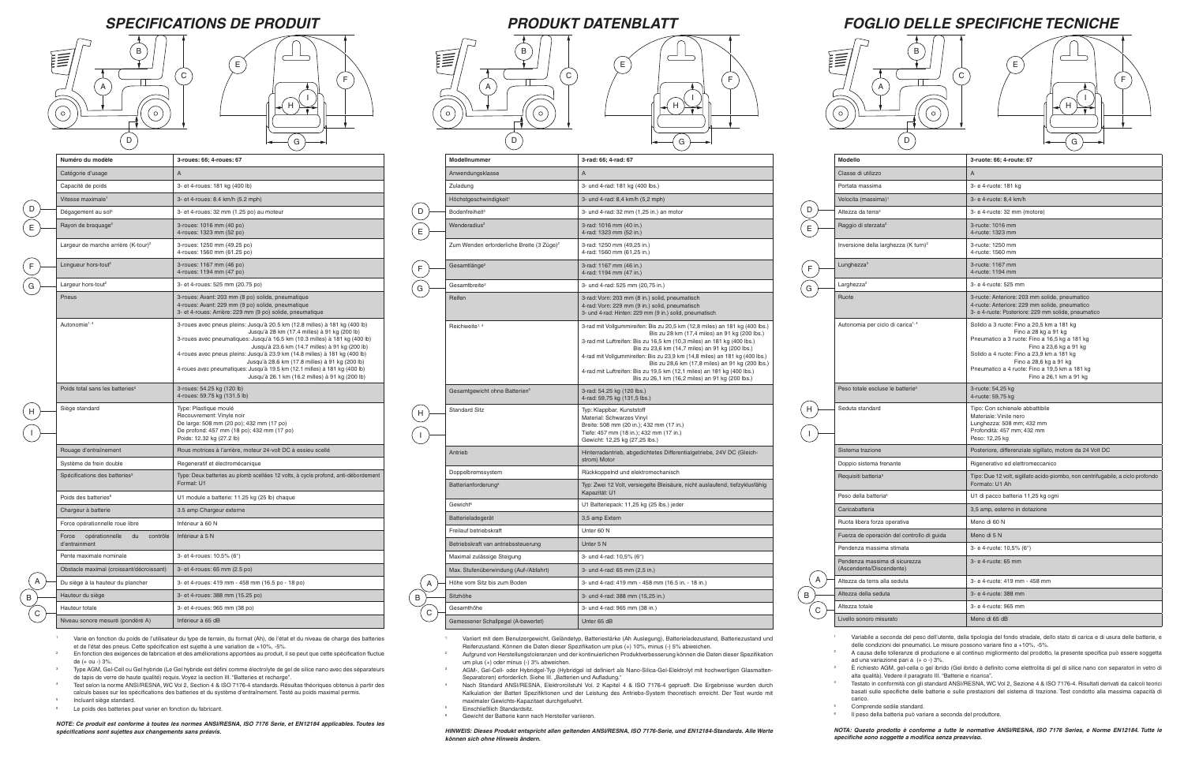# SPECIFICATIONS DE PRODUIT

| Numéro du modèle | 3-roues: 66; 4-roues: 67 |
|---|---|
| Catégorie d'usage | A |
| Capacité de poids | 3- et 4-roues: 181 kg (400 lb) |
| Vitesse maximale[1] | 3- et 4-roues: 8.4 km/h (5.2 mph) |
| Dégagement au sol[2] | 3- et 4-roues: 32 mm (1.25 po) au moteur |
| Rayon de braquage[2] | 3-roues: 1016 mm (40 po)<br>4-roues: 1323 mm (52 po) |
| Largeur de marche arrière (K-tour)[2] | 3-roues: 1250 mm (49.25 po)<br>4-roues: 1560 mm (61.25 po) |
| Longueur hors-tout[2] | 3-roues: 1167 mm (46 po)<br>4-roues: 1194 mm (47 po) |
| Largeur hors-tout[2] | 3- et 4-roues: 525 mm (20.75 po) |
| Pneus | 3-roues: Avant: 203 mm (8 po) solide, pneumatique<br>4-roues: Avant: 229 mm (9 po) solide, pneumatique<br>3- et 4-roues: Arrière: 229 mm (9 po) solide, pneumatique |
| Autonomie[1, 4] | 3-roues avec pneus pleins: Jusqu'à 20.5 km (12.8 milles) à 181 kg (400 lb)<br>Jusqu'à 28 km (17.4 milles) à 91 kg (200 lb)<br>3-roues avec pneumatiques: Jusqu'à 16.5 km (10.3 milles) à 181 kg (400 lb)<br>Jusqu'à 23.6 km (14.7 milles) à 91 kg (200 lb)<br>4-roues avec pneus pleins: Jusqu'à 23.9 km (14.8 milles) à 181 kg (400 lb)<br>Jusqu'à 28.6 km (17.8 milles) à 91 kg (200 lb)<br>4-roues avec pneumatiques: Jusqu'à 19.5 km (12.1 milles) à 181 kg (400 lb)<br>Jusqu'à 26.1 km (16.2 milles) à 91 kg (200 lb) |
| Poids total sans les batteries[5] | 3-roues: 54.25 kg (120 lb)<br>4-roues: 59.75 kg (131.5 lb) |
| Siège standard | Type: Plastique moulé<br>Recouvrement: Vinyle noir<br>De large: 508 mm (20 po); 432 mm (17 po)<br>De profond: 457 mm (18 po); 432 mm (17 po)<br>Poids: 12.32 kg (27.2 lb) |
| Rouage d'entraînement | Rous motrices à l'arrière, moteur 24-volt DC à essieu scellé |
| Système de frein double | Regeneratif et électromécanique |
| Spécifications des batteries[3] | Type: Deux batteries au plomb scellées 12 volts, à cycle profond, anti-débordement<br>Format: U1 |
| Poids des batteries[6] | U1 module a batterie: 11.25 kg (25 lb) chaque |
| Chargeur à batterie | 3.5 amp Chargeur externe |
| Force opérationnelle roue libre | Inférieur à 60 N |
| Force opérationnelle du contrôle d'entrainement | Inférieur à 5 N |
| Pente maximale nominale | 3- et 4-roues: 10.5% (6°) |
| Obstacle maximal (croissant/décroissant) | 3- et 4-roues: 65 mm (2.5 po) |
| Du siège à la hauteur du plancher | 3- et 4-roues: 419 mm - 458 mm (16.5 po - 18 po) |
| Hauteur du siège | 3- et 4-roues: 388 mm (15.25 po) |
| Hauteur totale | 3- et 4-roues: 965 mm (38 po) |
| Niveau sonore mesuré (pondéré A) | Inférieur à 65 dB |

[1] Varie en fonction du poids de l'utilisateur du type de terrain, du format (Ah), de l'état et du niveau de charge des batteries et de l'état des pneus. Cette spécification est sujette à une variation de +10%, -5%.
[2] En fonction des exigences de fabrication et des améliorations apportées au produit, il se peut que cette spécification fluctue de (+ ou -) 3%.
[3] Type AGM, Gel-Cell ou Gel hybride (Le Gel hybride est défini comme électrolyte de gel de silice nano avec des séparateurs de tapis de verre de haute qualité) requis. Voyez la section III. "Batteries et recharge".
[4] Test selon la norme ANSI/RESNA, WC Vol 2, Section 4 & ISO 7176-4 standards. Résultas théoriques obtenus à partir des calculs bases sur les spécifications des batteries et du système d'entraînement. Testé au poids maximal permis.
[5] Incluant siège standard.
[6] Le poids des batteries peut varier en fonction du fabricant.

***NOTE: Ce produit est conforme à toutes les normes ANSI/RESNA, ISO 7176 Serie, et EN12184 applicables. Toutes les spécifications sont sujettes aux changements sans préavis.***

# PRODUKT DATENBLATT

| Modellnummer | 3-rad: 66; 4-rad: 67 |
|---|---|
| Anwendungsklasse | A |
| Zuladung | 3- und 4-rad: 181 kg (400 lbs.) |
| Höchstgeschwindigkeit[1] | 3- und 4-rad: 8,4 km/h (5,2 mph) |
| Bodenfreiheit[2] | 3- und 4-rad: 32 mm (1,25 in.) an motor |
| Wenderadius[2] | 3-rad: 1016 mm (40 in.)<br>4-rad: 1323 mm (52 in.) |
| Zum Wenden erforderliche Breite (3 Züge)[2] | 3-rad: 1250 mm (49,25 in.)<br>4-rad: 1560 mm (61,25 in.) |
| Gesamtlänge[2] | 3-rad: 1167 mm (46 in.)<br>4-rad: 1194 mm (47 in.) |
| Gesamtbreite[2] | 3- und 4-rad: 525 mm (20,75 in.) |
| Reifen | 3-rad: Vorn: 203 mm (8 in.) solid, pneumatisch<br>4-rad: Vorn: 229 mm (9 in.) solid, pneumatisch<br>3- und 4-rad: Hinten: 229 mm (9 in.) solid, pneumatisch |
| Reichweite[1, 4] | 3-rad mit Vollgummireifen: Bis zu 20,5 km (12,8 miles) an 181 kg (400 lbs.)<br>Bis zu 28 km (17,4 miles) an 91 kg (200 lbs.)<br>3-rad mit Luftreifen: Bis zu 16,5 km (10,3 miles) an 181 kg (400 lbs.)<br>Bis zu 23,6 km (14,7 miles) an 91 kg (200 lbs.)<br>4-rad mit Vollgummireifen: Bis zu 23,9 km (14,8 miles) an 181 kg (400 lbs.)<br>Bis zu 28,6 km (17,8 miles) an 91 kg (200 lbs.)<br>4-rad mit Luftreifen: Bis zu 19,5 km (12,1 miles) an 181 kg (400 lbs.)<br>Bis zu 26,1 km (16,2 miles) an 91 kg (200 lbs.) |
| Gesamtgewicht ohne Batterien[5] | 3-rad: 54,25 kg (120 lbs.)<br>4-rad: 59,75 kg (131,5 lbs.) |
| Standard Sitz | Typ: Klappbar, Kunststoff<br>Material: Schwarzes Vinyl<br>Breite: 508 mm (20 in.); 432 mm (17 in.)<br>Tiefe: 457 mm (18 in.); 432 mm (17 in.)<br>Gewicht: 12,25 kg (27,25 lbs.) |
| Antrieb | Hinterradantrieb, abgedichtetes Differentialgetriebe, 24V DC (Gleich-strom) Motor |
| Doppelbremssystem | Rückkoppelnd und elektromechanisch |
| Batterianforderung[3] | Typ: Zwei 12 Volt, versiegelte Bleisäure, nicht auslaufend, tiefzyklusfähig<br>Kapazität: U1 |
| Gewicht[6] | U1 Batteriepack: 11,25 kg (25 lbs.) jeder |
| Batterieladegerät | 3,5 amp Extern |
| Freilauf betriebskraft | Unter 60 N |
| Betriebskraft van antriebssteuerung | Unter 5 N |
| Maximal zulässige Steigung | 3- und 4-rad: 10,5% (6°) |
| Max. Stufenüberwindung (Auf-/Abfahrt) | 3- und 4-rad: 65 mm (2,5 in.) |
| Höhe vom Sitz bis zum Boden | 3- und 4-rad: 419 mm - 458 mm (16.5 in. - 18 in.) |
| Sitzhöhe | 3- und 4-rad: 388 mm (15,25 in.) |
| Gesamthöhe | 3- und 4-rad: 965 mm (38 in.) |
| Gemessener Schallpegel (A-bewertet) | Unter 65 dB |

[1] Variiert mit dem Benutzergewicht, Geländetyp, Batteriestärke (Ah Auslegung), Batterieladezustand, Batteriezustand und Reifenzustand. Können die Daten dieser Spezifikation um plus (+) 10%, minus (-) 5% abweichen.
[2] Aufgrund von Herstellungstoleranzen und der kontinuierlichen Produktverbesserung können die Daten dieser Spezifikation um plus (+) oder minus (-) 3% abweichen.
[3] AGM-, Gel-Cell- oder Hybridgel-Typ (Hybridgel ist definiert als Nano-Silica-Gel-Elektrolyt mit hochwertigen Glasmatten-Separatoren) erforderlich. Siehe III. „Batterien und Aufladung."
[4] Nach Standard ANSI/RESNA, Elektrorollstuhl Vol. 2 Kapitel 4 & ISO 7176-4 geprüeft. Die Ergebnisse wurden durch Kalkulation der Batteri Spezifikationen und der Leistung des Antriebs-Systems theoretisch errechnet. Der Test wurde mit maximaler Gewichts-Kapazitaet durchgefuehrt.
[5] Einschließlich Standardsitz.
[6] Gewicht der Batterie kann nach Hersteller variieren.

***HINWEIS: Dieses Produkt entspricht allen geltenden ANSI/RESNA, ISO 7176-Serie, und EN12184-Standards. Alle Werte können sich ohne Hinweis ändern.***

# FOGLIO DELLE SPECIFICHE TECNICHE

| Modello | 3-ruote: 66; 4-ruote: 67 |
|---|---|
| Classe di utilizzo | A |
| Portata massima | 3- e 4-ruote: 181 kg |
| Velocita (massima)[1] | 3- e 4-ruote: 8,4 km/h |
| Altezza da terra[2] | 3- e 4-ruote: 32 mm (motore) |
| Raggio di sterzata[2] | 3-ruote: 1016 mm<br>4-ruote: 1323 mm |
| Inversione della larghezza (K turn)[2] | 3-ruote: 1250 mm<br>4-ruote: 1560 mm |
| Lunghezza[2] | 3-ruote: 1167 mm<br>4-ruote: 1194 mm |
| Larghezza[2] | 3- e 4-ruote: 525 mm |
| Ruote | 3-ruote: Anteriore: 203 mm solide, pneumatico<br>4-ruote: Anteriore: 229 mm solide, pneumatico<br>3- e 4-ruote: Posteriore: 229 mm solide, pneumatico |
| Autonomia per ciclo di carica[1, 4] | Solido a 3 ruote: Fino a 20,5 km a 181 kg<br>Fino a 28 kg a 91 kg<br>Pneumatico a 3 ruote: Fino a 16,5 kg a 181 kg<br>Fino a 23,6 kg a 91 kg<br>Solido a 4 ruote: Fino a 23,9 km a 181 kg<br>Fino a 28,6 kg a 91 kg<br>Pneumatico a 4 ruote: Fino a 19,5 km a 181 kg<br>Fino a 26,1 km a 91 kg |
| Peso totale escluse le batterie[5] | 3-ruote: 54,25 kg<br>4-ruote: 59,75 kg |
| Seduta standard | Tipo: Con schienale abbattibile<br>Materiale: Vinile nero<br>Lunghezza: 508 mm; 432 mm<br>Profondità: 457 mm; 432 mm<br>Peso: 12,25 kg |
| Sistema trazione | Posteriore, differenziale sigillato, motore da 24 Volt DC |
| Doppio sistema frenante | Rigenerativo ed elettromeccanico |
| Requisiti batteria[3] | Tipo: Due 12 volt, sigillato acido-piombo, non centrifugabile, a ciclo profondo<br>Formato: U1 Ah |
| Peso della batteria[6] | U1 di pacco batteria 11,25 kg ogni |
| Caricabatteria | 3,5 amp, esterno in dotazione |
| Ruota libera forza operativa | Meno di 60 N |
| Fuerza de operación del controllo di guida | Meno di 5 N |
| Pendenza massima stimata | 3- e 4-ruote: 10,5% (6°) |
| Pendenza massima di sicurezza (Ascendente/Discendente) | 3- e 4-ruote: 65 mm |
| Altezza da terra alla seduta | 3- e 4-ruote: 419 mm - 458 mm |
| Altezza della seduta | 3- e 4-ruote: 388 mm |
| Altezza totale | 3- e 4-ruote: 965 mm |
| Livello sonoro misurato | Meno di 65 dB |

[1] Variabile a seconda del peso dell'utente, della tipologia del fondo stradale, dello stato di carica e di usura delle batterie, e delle condizioni dei pneumatici. Le misure possono variare fino a +10%, -5%.
[2] A causa delle tolleranze di produzione e al continuo miglioramento del prodotto, la presente specifica può essere soggetta ad una variazione pari a (+ o -) 3%.
[3] È richiesto AGM, gel-cella o gel ibrido (Gel ibrido è definito come elettrolita di gel di silice nano con separatori in vetro di alta qualità). Vedere il paragrafo III. "Batterie e ricarica".
[4] Testato in conformità con gli standard ANSI/RESNA, WC Vol 2, Sezione 4 & ISO 7176-4. Risultati derivati da calcoli teorici basati sulle specifiche delle batterie e sulle prestazioni del sistema di trazione. Test condotto alla massima capacità di carico.
[5] Comprende sedile standard.
[6] Il peso della batteria può variare a seconda del produttore.

***NOTA: Questo prodotto è conforme a tutte le normative ANSI/RESNA, ISO 7176 Series, e Norme EN12184. Tutte le specifiche sono soggette a modifica senza preavviso.***